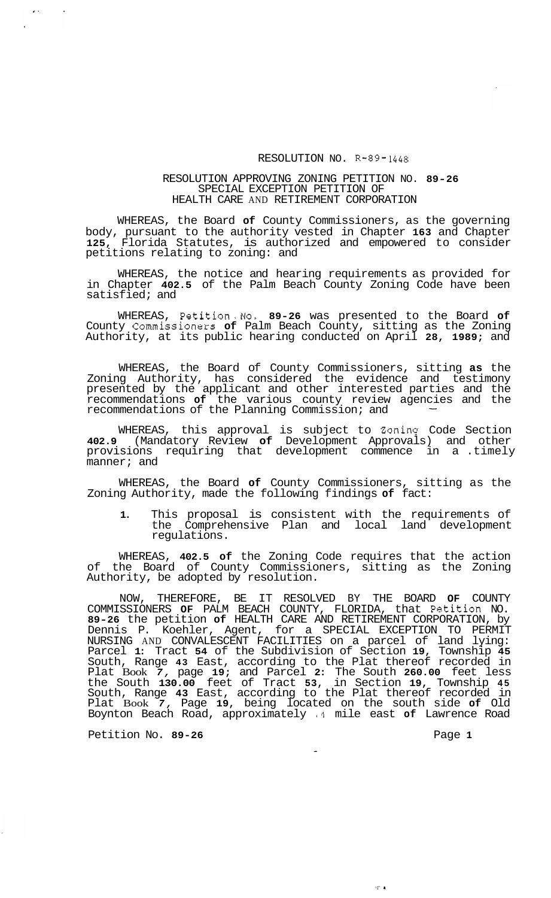RESOLUTION NO. R-89-1448

RESOLUTION APPROVING ZONING PETITION NO. **89-26**
SPECIAL EXCEPTION PETITION OF
HEALTH CARE AND RETIREMENT CORPORATION

WHEREAS, the Board **of** County Commissioners, as the governing body, pursuant to the authority vested in Chapter **163** and Chapter **125**, Florida Statutes, is authorized and empowered to consider petitions relating to zoning: and

WHEREAS, the notice and hearing requirements as provided for in Chapter **402.5** of the Palm Beach County Zoning Code have been satisfied; and

WHEREAS, Petition No. **89-26** was presented to the Board **of** County Commissioners **of** Palm Beach County, sitting as the Zoning Authority, at its public hearing conducted on April **28, 1989**; and

WHEREAS, the Board of County Commissioners, sitting **as** the Zoning Authority, has considered the evidence and testimony presented by the applicant and other interested parties and the recommendations **of** the various county review agencies and the recommendations of the Planning Commission; and

WHEREAS, this approval is subject to Zoning Code Section **402.9** (Mandatory Review **of** Development Approvals) and other provisions requiring that development commence in a .timely manner; and

WHEREAS, the Board **of** County Commissioners, sitting as the Zoning Authority, made the following findings **of** fact:

1. This proposal is consistent with the requirements of the Comprehensive Plan and local land development regulations.

WHEREAS, **402.5 of** the Zoning Code requires that the action of the Board of County Commissioners, sitting as the Zoning Authority, be adopted by resolution.

NOW, THEREFORE, BE IT RESOLVED BY THE BOARD **OF** COUNTY COMMISSIONERS **OF** PALM BEACH COUNTY, FLORIDA, that Petition NO. **89-26** the petition **of** HEALTH CARE AND RETIREMENT CORPORATION, by Dennis P. Koehler, Agent, for a SPECIAL EXCEPTION TO PERMIT NURSING AND CONVALESCENT FACILITIES on a parcel of land lying: Parcel **1:** Tract **54** of the Subdivision of Section **19,** Township **45** South, Range **43** East, according to the Plat thereof recorded in Plat Book **7,** page **19**; and Parcel **2:** The South **260.00** feet less the South **130.00** feet of Tract **53**, in Section **19,** Township **45** South, Range **43** East, according to the Plat thereof recorded in Plat Book **7,** Page **19**, being located on the south side **of** Old Boynton Beach Road, approximately .4 mile east **of** Lawrence Road

Petition No. **89-26**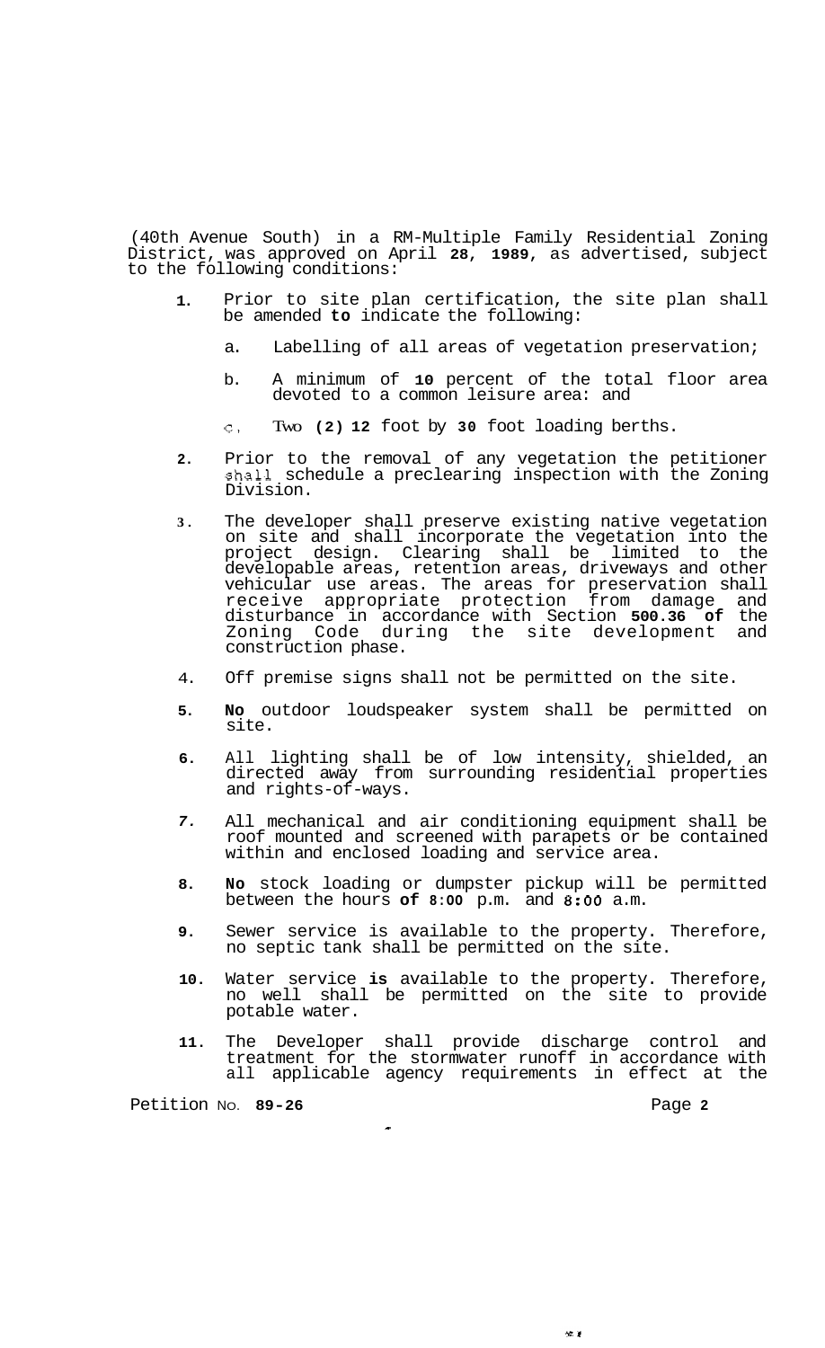(40th Avenue South) in a RM-Multiple Family Residential Zoning District, was approved on April 28, 1989, as advertised, subject to the following conditions:

1. Prior to site plan certification, the site plan shall be amended to indicate the following:

   a. Labelling of all areas of vegetation preservation;

   b. A minimum of 10 percent of the total floor area devoted to a common leisure area: and

   c. Two (2) 12 foot by 30 foot loading berths.

2. Prior to the removal of any vegetation the petitioner shall schedule a preclearing inspection with the Zoning Division.

3. The developer shall preserve existing native vegetation on site and shall incorporate the vegetation into the project design. Clearing shall be limited to the developable areas, retention areas, driveways and other vehicular use areas. The areas for preservation shall receive appropriate protection from damage and disturbance in accordance with Section 500.36 of the Zoning Code during the site development and construction phase.

4. Off premise signs shall not be permitted on the site.

5. No outdoor loudspeaker system shall be permitted on site.

6. All lighting shall be of low intensity, shielded, an directed away from surrounding residential properties and rights-of-ways.

7. All mechanical and air conditioning equipment shall be roof mounted and screened with parapets or be contained within and enclosed loading and service area.

8. No stock loading or dumpster pickup will be permitted between the hours of 8:00 p.m. and 8:00 a.m.

9. Sewer service is available to the property. Therefore, no septic tank shall be permitted on the site.

10. Water service is available to the property. Therefore, no well shall be permitted on the site to provide potable water.

11. The Developer shall provide discharge control and treatment for the stormwater runoff in accordance with all applicable agency requirements in effect at the

Petition No. 89-26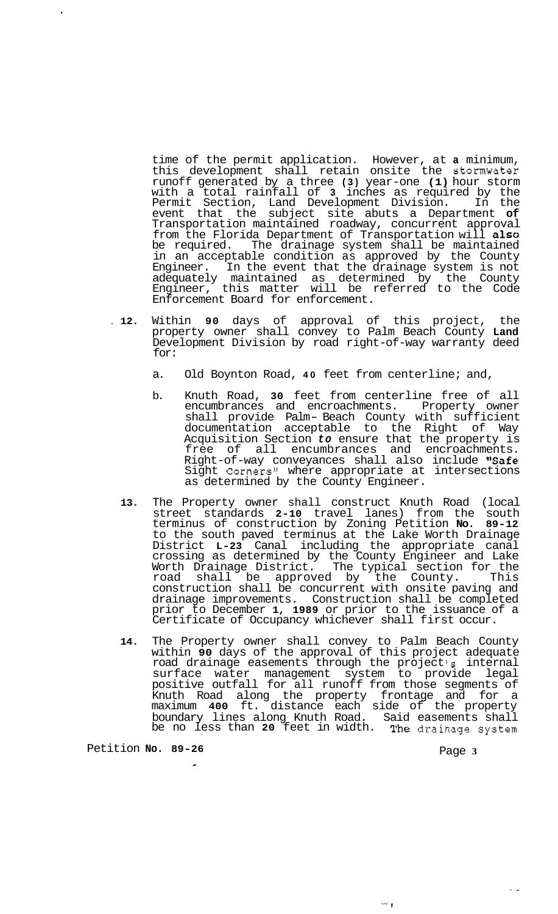time of the permit application. However, at a minimum, this development shall retain onsite the stormwater runoff generated by a three (3) year-one (1) hour storm with a total rainfall of 3 inches as required by the Permit Section, Land Development Division. In the event that the subject site abuts a Department of Transportation maintained roadway, concurrent approval from the Florida Department of Transportation will also be required. The drainage system shall be maintained in an acceptable condition as approved by the County Engineer. In the event that the drainage system is not adequately maintained as determined by the County Engineer, this matter will be referred to the Code Enforcement Board for enforcement.

12. Within 90 days of approval of this project, the property owner shall convey to Palm Beach County Land Development Division by road right-of-way warranty deed for:

    a. Old Boynton Road, 40 feet from centerline; and,

    b. Knuth Road, 30 feet from centerline free of all encumbrances and encroachments. Property owner shall provide Palm Beach County with sufficient documentation acceptable to the Right of Way Acquisition Section *to* ensure that the property is free of all encumbrances and encroachments. Right-of-way conveyances shall also include "Safe Sight Corners" where appropriate at intersections as determined by the County Engineer.

13. The Property owner shall construct Knuth Road (local street standards 2-10 travel lanes) from the south terminus of construction by Zoning Petition No. 89-12 to the south paved terminus at the Lake Worth Drainage District L-23 Canal including the appropriate canal crossing as determined by the County Engineer and Lake Worth Drainage District. The typical section for the road shall be approved by the County. This construction shall be concurrent with onsite paving and drainage improvements. Construction shall be completed prior to December 1, 1989 or prior to the issuance of a Certificate of Occupancy whichever shall first occur.

14. The Property owner shall convey to Palm Beach County within 90 days of the approval of this project adequate road drainage easements through the project's internal surface water management system to provide legal positive outfall for all runoff from those segments of Knuth Road along the property frontage and for a maximum 400 ft. distance each side of the property boundary lines along Knuth Road. Said easements shall be no less than 20 feet in width. The drainage system

Petition No. 89-26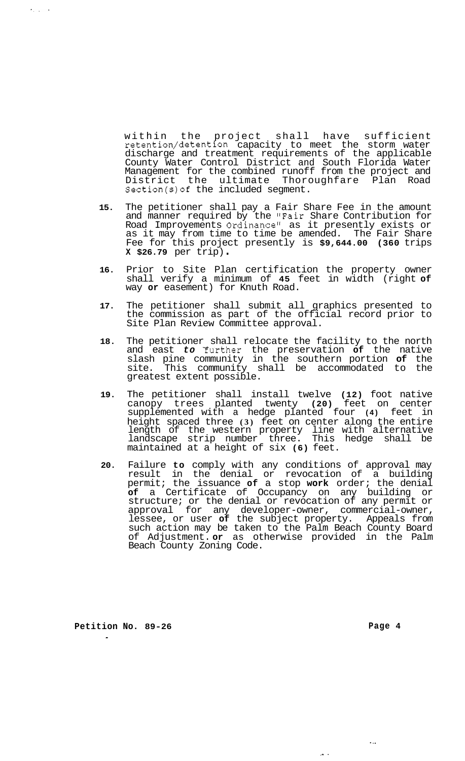within the project shall have sufficient retention/detention capacity to meet the storm water discharge and treatment requirements of the applicable County Water Control District and South Florida Water Management for the combined runoff from the project and District the ultimate Thoroughfare Plan Road Section(s) of the included segment.

15. The petitioner shall pay a Fair Share Fee in the amount and manner required by the "Fair Share Contribution for Road Improvements Ordinance" as it presently exists or as it may from time to time be amended. The Fair Share Fee for this project presently is **$9,644.00 (360** trips **X $26.79** per trip).

16. Prior to Site Plan certification the property owner shall verify a minimum of **45** feet in width (right **of** way **or** easement) for Knuth Road.

17. The petitioner shall submit all graphics presented to the commission as part of the official record prior to Site Plan Review Committee approval.

18. The petitioner shall relocate the facility to the north and east ***to*** further the preservation **of** the native slash pine community in the southern portion **of** the site. This community shall be accommodated to the greatest extent possible.

19. The petitioner shall install twelve **(12)** foot native canopy trees planted twenty **(20)** feet on center supplemented with a hedge planted four **(4)** feet in height spaced three **(3)** feet on center along the entire length of the western property line with alternative landscape strip number three. This hedge shall be maintained at a height of six **(6)** feet.

20. Failure **to** comply with any conditions of approval may result in the denial or revocation of a building permit; the issuance **of** a stop **work** order; the denial **of** a Certificate of Occupancy on any building or structure; or the denial or revocation of any permit or approval for any developer-owner, commercial-owner, lessee, or user **of** the subject property. Appeals from such action may be taken to the Palm Beach County Board of Adjustment. **or** as otherwise provided in the Palm Beach County Zoning Code.

**Petition No. 89-26**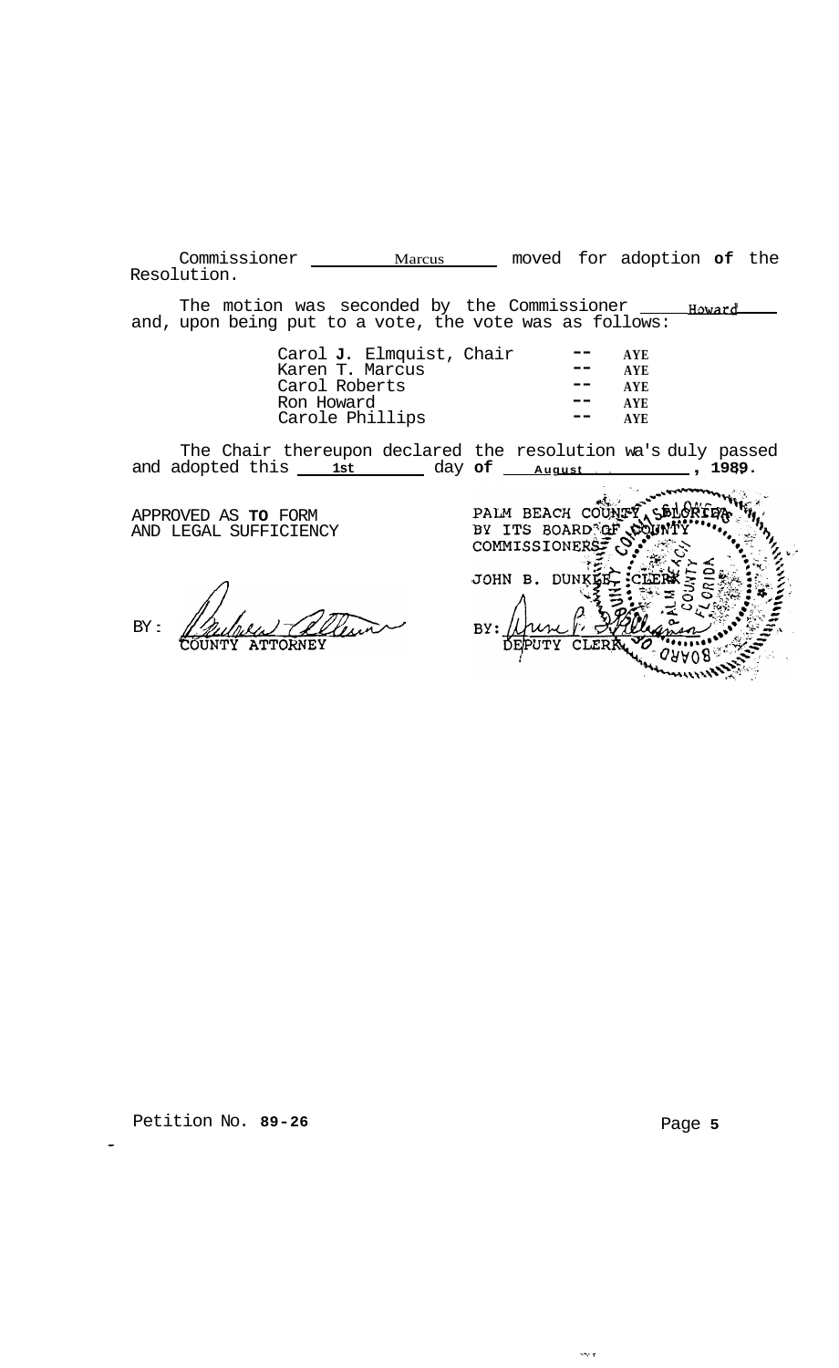Commissioner Marcus moved for adoption of the Resolution.

The motion was seconded by the Commissioner Howard and, upon being put to a vote, the vote was as follows:

| | | |
|---|---|---|
| Carol J. Elmquist, Chair | -- | AYE |
| Karen T. Marcus | -- | AYE |
| Carol Roberts | -- | AYE |
| Ron Howard | -- | AYE |
| Carole Phillips | -- | AYE |

The Chair thereupon declared the resolution wa's duly passed and adopted this 1st day of August, 1989.

APPROVED AS TO FORM
AND LEGAL SUFFICIENCY

BY: COUNTY ATTORNEY

PALM BEACH COUNTY, FLORIDA
BY ITS BOARD OF COUNTY
COMMISSIONERS

JOHN B. DUNKLE, CLERK

BY: DEPUTY CLERK

Petition No. 89-26